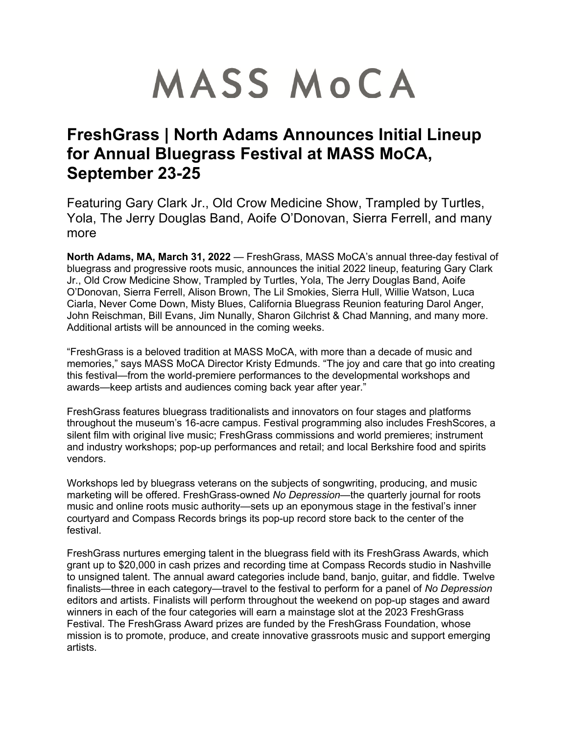# MASS MoCA

## FreshGrass | North Adams Announces Initial Lineup for Annual Bluegrass Festival at MASS MoCA, September 23-25

### Featuring Gary Clark Jr., Old Crow Medicine Show, Trampled by Turtles, Yola, The Jerry Douglas Band, Aoife O'Donovan, Sierra Ferrell, and many more

**North Adams, MA, March 31, 2022** — FreshGrass, MASS MoCA's annual three-day festival of bluegrass and progressive roots music, announces the initial 2022 lineup, featuring Gary Clark Jr., Old Crow Medicine Show, Trampled by Turtles, Yola, The Jerry Douglas Band, Aoife O'Donovan, Sierra Ferrell, Alison Brown, The Lil Smokies, Sierra Hull, Willie Watson, Luca Ciarla, Never Come Down, Misty Blues, California Bluegrass Reunion featuring Darol Anger, John Reischman, Bill Evans, Jim Nunally, Sharon Gilchrist & Chad Manning, and many more. Additional artists will be announced in the coming weeks.

"FreshGrass is a beloved tradition at MASS MoCA, with more than a decade of music and memories," says MASS MoCA Director Kristy Edmunds. "The joy and care that go into creating this festival—from the world-premiere performances to the developmental workshops and awards—keep artists and audiences coming back year after year."

FreshGrass features bluegrass traditionalists and innovators on four stages and platforms throughout the museum's 16-acre campus. Festival programming also includes FreshScores, a silent film with original live music; FreshGrass commissions and world premieres; instrument and industry workshops; pop-up performances and retail; and local Berkshire food and spirits vendors.

Workshops led by bluegrass veterans on the subjects of songwriting, producing, and music marketing will be offered. FreshGrass-owned *No Depression*—the quarterly journal for roots music and online roots music authority—sets up an eponymous stage in the festival's inner courtyard and Compass Records brings its pop-up record store back to the center of the festival.

FreshGrass nurtures emerging talent in the bluegrass field with its FreshGrass Awards, which grant up to $20,000 in cash prizes and recording time at Compass Records studio in Nashville to unsigned talent. The annual award categories include band, banjo, guitar, and fiddle. Twelve finalists—three in each category—travel to the festival to perform for a panel of *No Depression* editors and artists. Finalists will perform throughout the weekend on pop-up stages and award winners in each of the four categories will earn a mainstage slot at the 2023 FreshGrass Festival. The FreshGrass Award prizes are funded by the FreshGrass Foundation, whose mission is to promote, produce, and create innovative grassroots music and support emerging artists.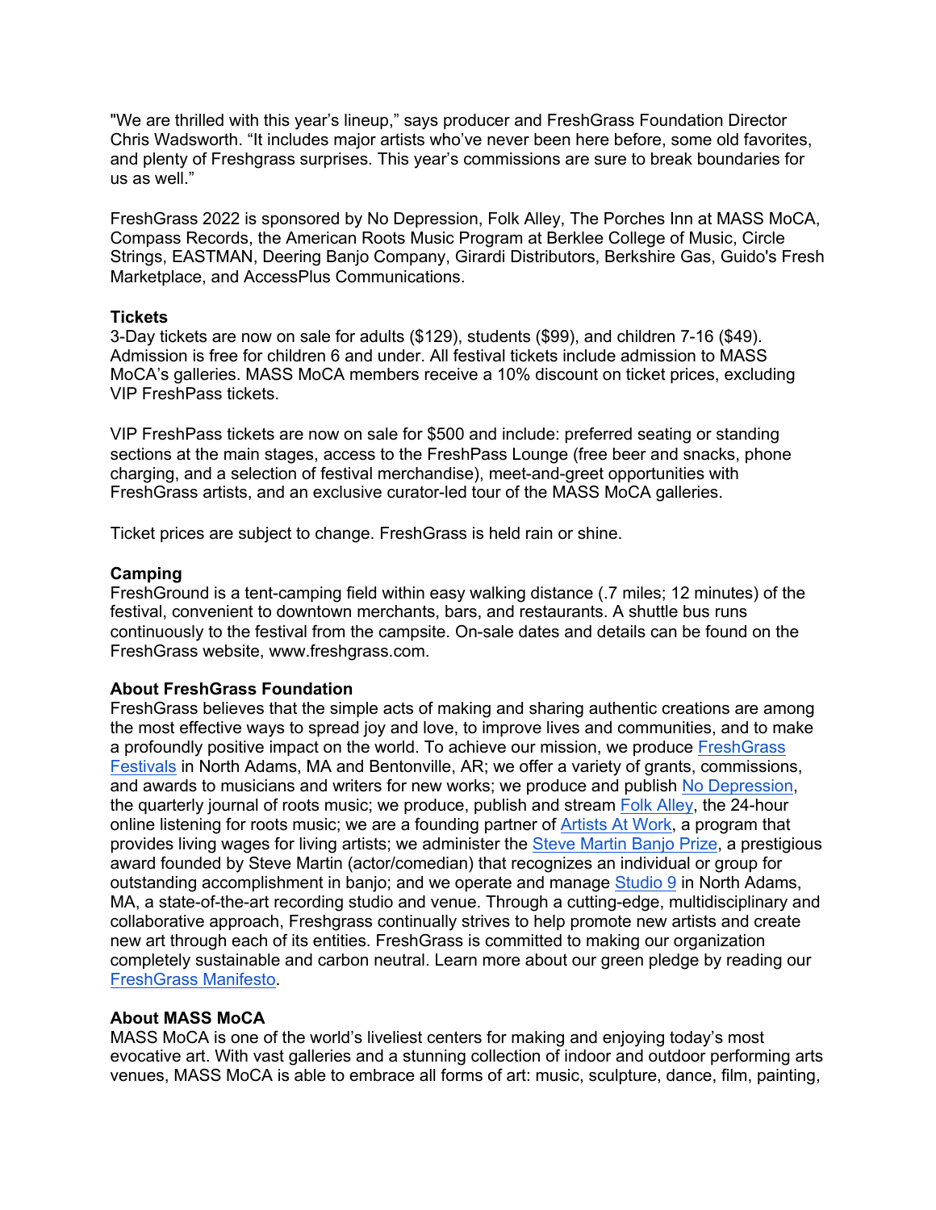"We are thrilled with this year's lineup," says producer and FreshGrass Foundation Director Chris Wadsworth. "It includes major artists who've never been here before, some old favorites, and plenty of Freshgrass surprises. This year's commissions are sure to break boundaries for us as well."

FreshGrass 2022 is sponsored by No Depression, Folk Alley, The Porches Inn at MASS MoCA, Compass Records, the American Roots Music Program at Berklee College of Music, Circle Strings, EASTMAN, Deering Banjo Company, Girardi Distributors, Berkshire Gas, Guido's Fresh Marketplace, and AccessPlus Communications.

**Tickets**
3-Day tickets are now on sale for adults ($129), students ($99), and children 7-16 ($49). Admission is free for children 6 and under. All festival tickets include admission to MASS MoCA's galleries. MASS MoCA members receive a 10% discount on ticket prices, excluding VIP FreshPass tickets.

VIP FreshPass tickets are now on sale for $500 and include: preferred seating or standing sections at the main stages, access to the FreshPass Lounge (free beer and snacks, phone charging, and a selection of festival merchandise), meet-and-greet opportunities with FreshGrass artists, and an exclusive curator-led tour of the MASS MoCA galleries.

Ticket prices are subject to change. FreshGrass is held rain or shine.

**Camping**
FreshGround is a tent-camping field within easy walking distance (.7 miles; 12 minutes) of the festival, convenient to downtown merchants, bars, and restaurants. A shuttle bus runs continuously to the festival from the campsite. On-sale dates and details can be found on the FreshGrass website, www.freshgrass.com.

**About FreshGrass Foundation**
FreshGrass believes that the simple acts of making and sharing authentic creations are among the most effective ways to spread joy and love, to improve lives and communities, and to make a profoundly positive impact on the world. To achieve our mission, we produce FreshGrass Festivals in North Adams, MA and Bentonville, AR; we offer a variety of grants, commissions, and awards to musicians and writers for new works; we produce and publish No Depression, the quarterly journal of roots music; we produce, publish and stream Folk Alley, the 24-hour online listening for roots music; we are a founding partner of Artists At Work, a program that provides living wages for living artists; we administer the Steve Martin Banjo Prize, a prestigious award founded by Steve Martin (actor/comedian) that recognizes an individual or group for outstanding accomplishment in banjo; and we operate and manage Studio 9 in North Adams, MA, a state-of-the-art recording studio and venue. Through a cutting-edge, multidisciplinary and collaborative approach, Freshgrass continually strives to help promote new artists and create new art through each of its entities. FreshGrass is committed to making our organization completely sustainable and carbon neutral. Learn more about our green pledge by reading our FreshGrass Manifesto.

**About MASS MoCA**
MASS MoCA is one of the world's liveliest centers for making and enjoying today's most evocative art. With vast galleries and a stunning collection of indoor and outdoor performing arts venues, MASS MoCA is able to embrace all forms of art: music, sculpture, dance, film, painting,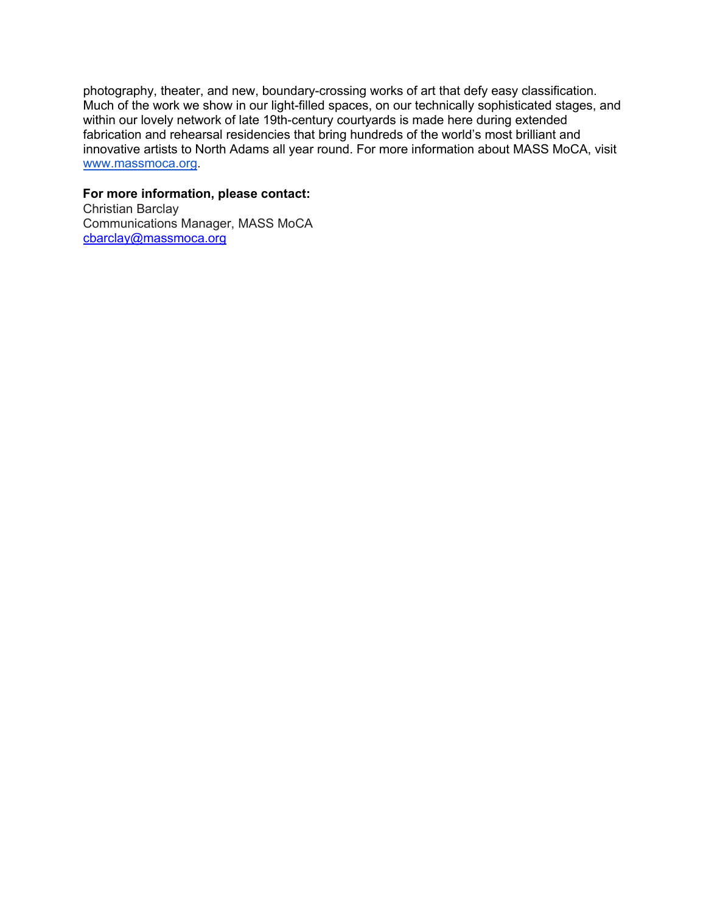photography, theater, and new, boundary-crossing works of art that defy easy classification. Much of the work we show in our light-filled spaces, on our technically sophisticated stages, and within our lovely network of late 19th-century courtyards is made here during extended fabrication and rehearsal residencies that bring hundreds of the world's most brilliant and innovative artists to North Adams all year round. For more information about MASS MoCA, visit [www.massmoca.org](http://www.massmoca.org).

**For more information, please contact:**
Christian Barclay
Communications Manager, MASS MoCA
[cbarclay@massmoca.org](mailto:cbarclay@massmoca.org)